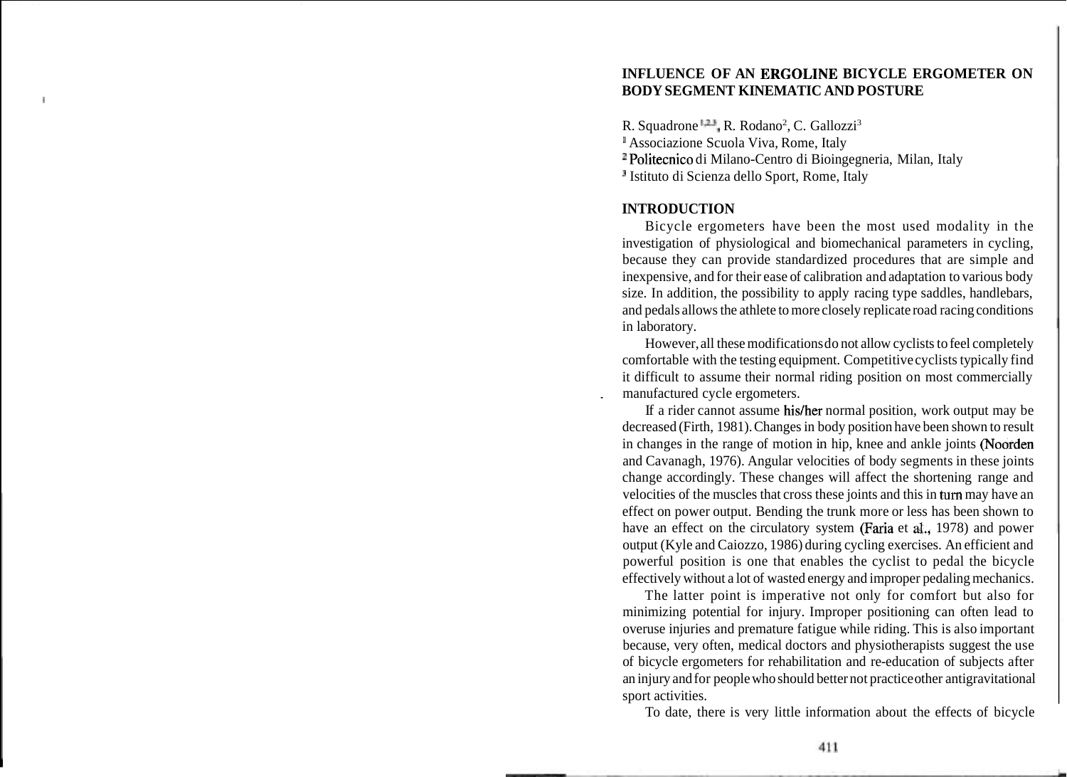# INFLUENCE OF AN ERGOLINE BICYCLE ERGOMETER ON BODY SEGMENT KINEMATIC AND POSTURE

R. Squadrone[1,2,3], R. Rodano[2], C. Gallozzi[3]

[1] Associazione Scuola Viva, Rome, Italy

[2] Politecnico di Milano-Centro di Bioingegneria, Milan, Italy

[3] Istituto di Scienza dello Sport, Rome, Italy

## INTRODUCTION

Bicycle ergometers have been the most used modality in the investigation of physiological and biomechanical parameters in cycling, because they can provide standardized procedures that are simple and inexpensive, and for their ease of calibration and adaptation to various body size. In addition, the possibility to apply racing type saddles, handlebars, and pedals allows the athlete to more closely replicate road racing conditions in laboratory.

However, all these modifications do not allow cyclists to feel completely comfortable with the testing equipment. Competitive cyclists typically find it difficult to assume their normal riding position on most commercially manufactured cycle ergometers.

If a rider cannot assume his/her normal position, work output may be decreased (Firth, 1981). Changes in body position have been shown to result in changes in the range of motion in hip, knee and ankle joints (Noorden and Cavanagh, 1976). Angular velocities of body segments in these joints change accordingly. These changes will affect the shortening range and velocities of the muscles that cross these joints and this in turn may have an effect on power output. Bending the trunk more or less has been shown to have an effect on the circulatory system (Faria et al., 1978) and power output (Kyle and Caiozzo, 1986) during cycling exercises. An efficient and powerful position is one that enables the cyclist to pedal the bicycle effectively without a lot of wasted energy and improper pedaling mechanics.

The latter point is imperative not only for comfort but also for minimizing potential for injury. Improper positioning can often lead to overuse injuries and premature fatigue while riding. This is also important because, very often, medical doctors and physiotherapists suggest the use of bicycle ergometers for rehabilitation and re-education of subjects after an injury and for people who should better not practice other antigravitational sport activities.

To date, there is very little information about the effects of bicycle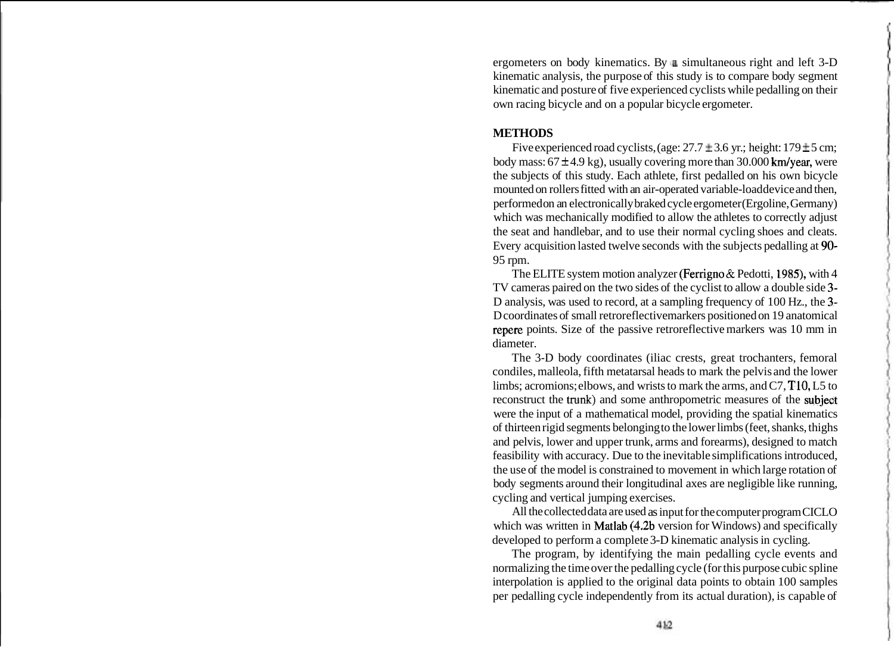ergometers on body kinematics. By a simultaneous right and left 3-D kinematic analysis, the purpose of this study is to compare body segment kinematic and posture of five experienced cyclists while pedalling on their own racing bicycle and on a popular bicycle ergometer.

## METHODS

Five experienced road cyclists, (age: 27.7 ± 3.6 yr.; height: 179 ± 5 cm; body mass: 67 ± 4.9 kg), usually covering more than 30.000 km/year, were the subjects of this study. Each athlete, first pedalled on his own bicycle mounted on rollers fitted with an air-operated variable-load device and then, performed on an electronically braked cycle ergometer (Ergoline, Germany) which was mechanically modified to allow the athletes to correctly adjust the seat and handlebar, and to use their normal cycling shoes and cleats. Every acquisition lasted twelve seconds with the subjects pedalling at 90-95 rpm.

The ELITE system motion analyzer (Ferrigno & Pedotti, 1985), with 4 TV cameras paired on the two sides of the cyclist to allow a double side 3-D analysis, was used to record, at a sampling frequency of 100 Hz., the 3-D coordinates of small retroreflective markers positioned on 19 anatomical repere points. Size of the passive retroreflective markers was 10 mm in diameter.

The 3-D body coordinates (iliac crests, great trochanters, femoral condiles, malleola, fifth metatarsal heads to mark the pelvis and the lower limbs; acromions; elbows, and wrists to mark the arms, and C7, T10, L5 to reconstruct the trunk) and some anthropometric measures of the subject were the input of a mathematical model, providing the spatial kinematics of thirteen rigid segments belonging to the lower limbs (feet, shanks, thighs and pelvis, lower and upper trunk, arms and forearms), designed to match feasibility with accuracy. Due to the inevitable simplifications introduced, the use of the model is constrained to movement in which large rotation of body segments around their longitudinal axes are negligible like running, cycling and vertical jumping exercises.

All the collected data are used as input for the computer program CICLO which was written in Matlab (4.2b version for Windows) and specifically developed to perform a complete 3-D kinematic analysis in cycling.

The program, by identifying the main pedalling cycle events and normalizing the time over the pedalling cycle (for this purpose cubic spline interpolation is applied to the original data points to obtain 100 samples per pedalling cycle independently from its actual duration), is capable of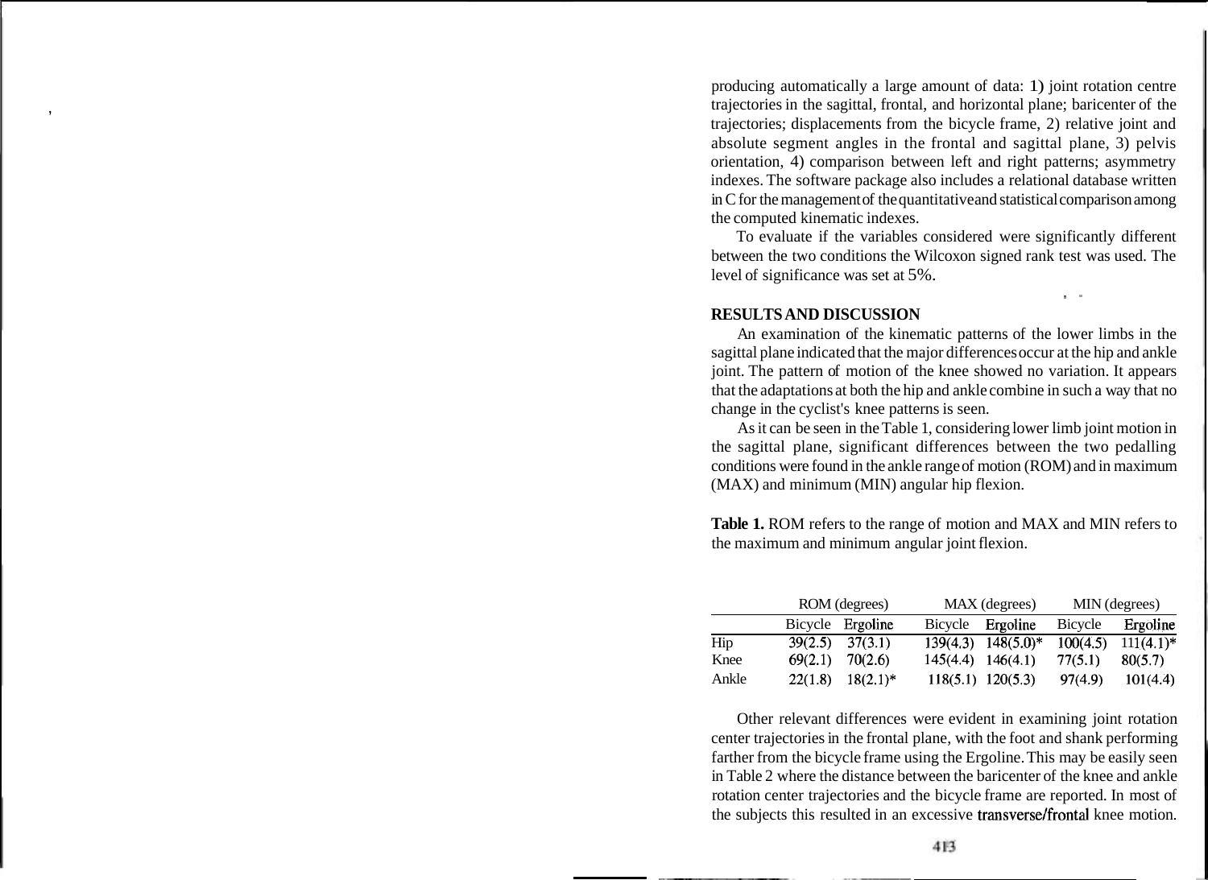producing automatically a large amount of data: 1) joint rotation centre trajectories in the sagittal, frontal, and horizontal plane; baricenter of the trajectories; displacements from the bicycle frame, 2) relative joint and absolute segment angles in the frontal and sagittal plane, 3) pelvis orientation, 4) comparison between left and right patterns; asymmetry indexes. The software package also includes a relational database written in C for the management of the quantitative and statistical comparison among the computed kinematic indexes.

To evaluate if the variables considered were significantly different between the two conditions the Wilcoxon signed rank test was used. The level of significance was set at 5%.

## RESULTS AND DISCUSSION

An examination of the kinematic patterns of the lower limbs in the sagittal plane indicated that the major differences occur at the hip and ankle joint. The pattern of motion of the knee showed no variation. It appears that the adaptations at both the hip and ankle combine in such a way that no change in the cyclist's knee patterns is seen.

As it can be seen in the Table 1, considering lower limb joint motion in the sagittal plane, significant differences between the two pedalling conditions were found in the ankle range of motion (ROM) and in maximum (MAX) and minimum (MIN) angular hip flexion.

**Table 1.** ROM refers to the range of motion and MAX and MIN refers to the maximum and minimum angular joint flexion.

| | ROM (degrees) | | MAX (degrees) | | MIN (degrees) | |
|---|---|---|---|---|---|---|
| | Bicycle | Ergoline | Bicycle | Ergoline | Bicycle | Ergoline |
| Hip | 39(2.5) | 37(3.1) | 139(4.3) | 148(5.0)* | 100(4.5) | 111(4.1)* |
| Knee | 69(2.1) | 70(2.6) | 145(4.4) | 146(4.1) | 77(5.1) | 80(5.7) |
| Ankle | 22(1.8) | 18(2.1)* | 118(5.1) | 120(5.3) | 97(4.9) | 101(4.4) |

Other relevant differences were evident in examining joint rotation center trajectories in the frontal plane, with the foot and shank performing farther from the bicycle frame using the Ergoline. This may be easily seen in Table 2 where the distance between the baricenter of the knee and ankle rotation center trajectories and the bicycle frame are reported. In most of the subjects this resulted in an excessive transverse/frontal knee motion.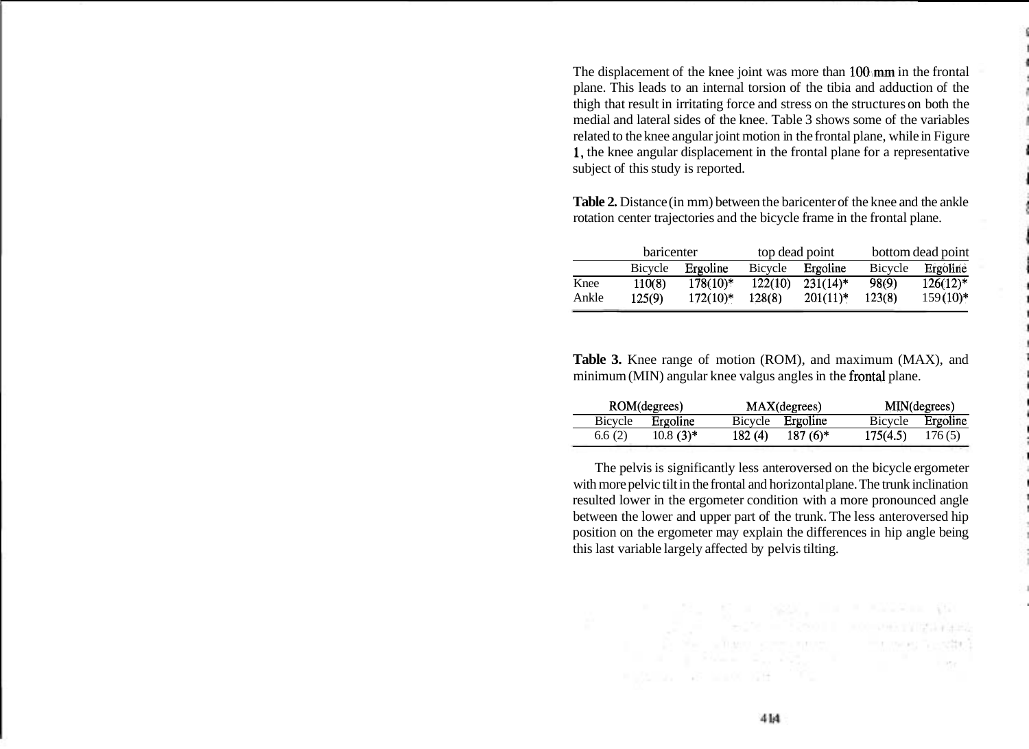The displacement of the knee joint was more than 100 mm in the frontal plane. This leads to an internal torsion of the tibia and adduction of the thigh that result in irritating force and stress on the structures on both the medial and lateral sides of the knee. Table 3 shows some of the variables related to the knee angular joint motion in the frontal plane, while in Figure 1, the knee angular displacement in the frontal plane for a representative subject of this study is reported.

**Table 2.** Distance (in mm) between the baricenter of the knee and the ankle rotation center trajectories and the bicycle frame in the frontal plane.

| | baricenter | | top dead point | | bottom dead point | |
|---|---|---|---|---|---|---|
| | Bicycle | Ergoline | Bicycle | Ergoline | Bicycle | Ergoline |
| Knee | 110(8) | 178(10)* | 122(10) | 231(14)* | 98(9) | 126(12)* |
| Ankle | 125(9) | 172(10)* | 128(8) | 201(11)* | 123(8) | 159(10)* |

**Table 3.** Knee range of motion (ROM), and maximum (MAX), and minimum (MIN) angular knee valgus angles in the frontal plane.

| ROM(degrees) | | MAX(degrees) | | MIN(degrees) | |
|---|---|---|---|---|---|
| Bicycle | Ergoline | Bicycle | Ergoline | Bicycle | Ergoline |
| 6.6 (2) | 10.8 (3)* | 182 (4) | 187 (6)* | 175(4.5) | 176 (5) |

The pelvis is significantly less anteroversed on the bicycle ergometer with more pelvic tilt in the frontal and horizontal plane. The trunk inclination resulted lower in the ergometer condition with a more pronounced angle between the lower and upper part of the trunk. The less anteroversed hip position on the ergometer may explain the differences in hip angle being this last variable largely affected by pelvis tilting.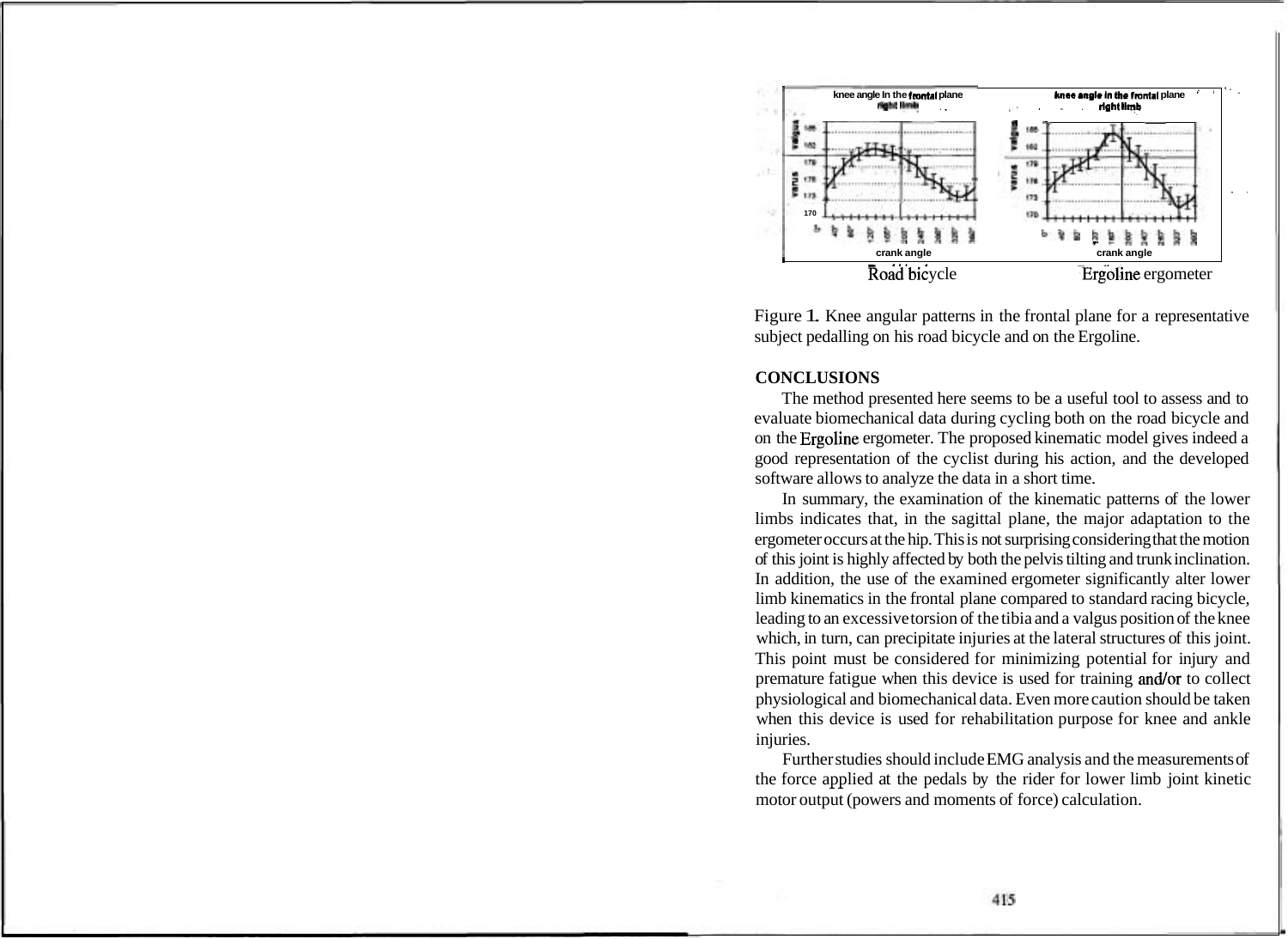Figure 1. Knee angular patterns in the frontal plane for a representative subject pedalling on his road bicycle and on the Ergoline.

**CONCLUSIONS**

The method presented here seems to be a useful tool to assess and to evaluate biomechanical data during cycling both on the road bicycle and on the Ergoline ergometer. The proposed kinematic model gives indeed a good representation of the cyclist during his action, and the developed software allows to analyze the data in a short time.

In summary, the examination of the kinematic patterns of the lower limbs indicates that, in the sagittal plane, the major adaptation to the ergometer occurs at the hip. This is not surprising considering that the motion of this joint is highly affected by both the pelvis tilting and trunk inclination. In addition, the use of the examined ergometer significantly alter lower limb kinematics in the frontal plane compared to standard racing bicycle, leading to an excessive torsion of the tibia and a valgus position of the knee which, in turn, can precipitate injuries at the lateral structures of this joint. This point must be considered for minimizing potential for injury and premature fatigue when this device is used for training and/or to collect physiological and biomechanical data. Even more caution should be taken when this device is used for rehabilitation purpose for knee and ankle injuries.

Further studies should include EMG analysis and the measurements of the force applied at the pedals by the rider for lower limb joint kinetic motor output (powers and moments of force) calculation.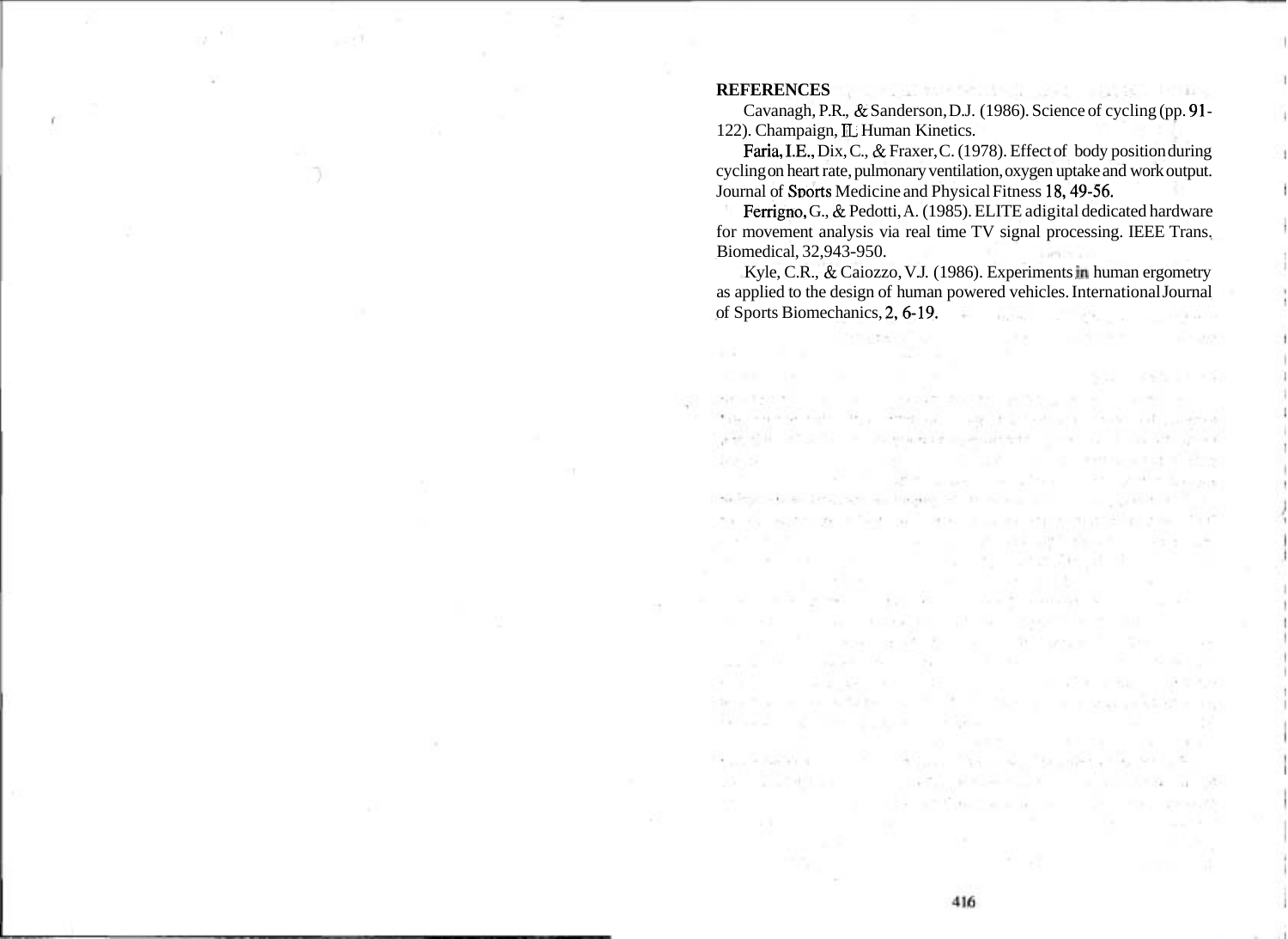## REFERENCES

Cavanagh, P.R., & Sanderson, D.J. (1986). Science of cycling (pp. 91-122). Champaign, IL: Human Kinetics.

Faria, I.E., Dix, C., & Fraxer, C. (1978). Effect of body position during cycling on heart rate, pulmonary ventilation, oxygen uptake and work output. Journal of Sports Medicine and Physical Fitness 18, 49-56.

Ferrigno, G., & Pedotti, A. (1985). ELITE adigital dedicated hardware for movement analysis via real time TV signal processing. IEEE Trans. Biomedical, 32,943-950.

Kyle, C.R., & Caiozzo, V.J. (1986). Experiments in human ergometry as applied to the design of human powered vehicles. International Journal of Sports Biomechanics, 2, 6-19.